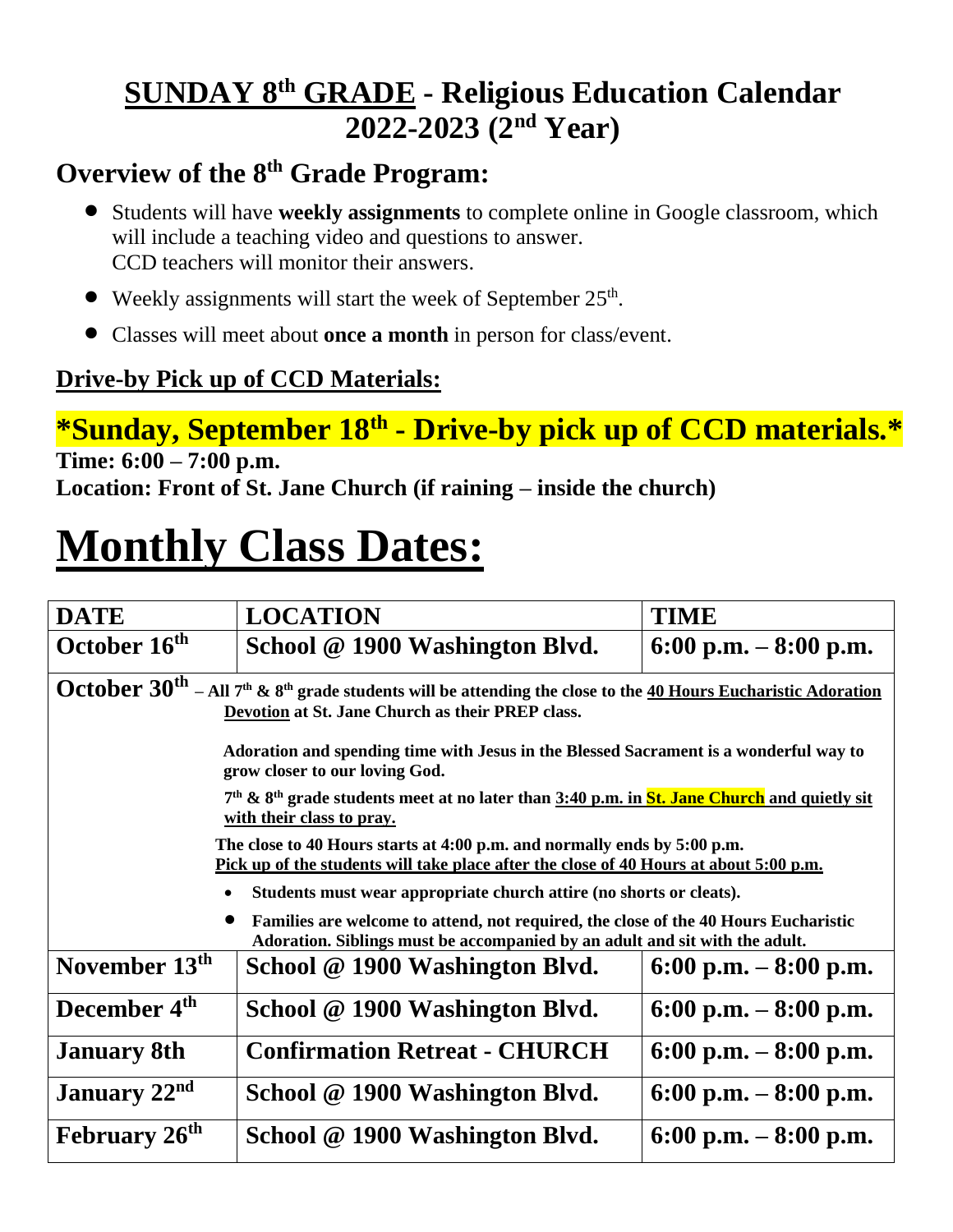# **SUNDAY 8th GRADE - Religious Education Calendar 2022-2023 (2nd Year)**

## Overview of the 8th Grade Program:

- Students will have **weekly assignments** to complete online in Google classroom, which will include a teaching video and questions to answer.
  CCD teachers will monitor their answers.
- Weekly assignments will start the week of September 25th.
- Classes will meet about **once a month** in person for class/event.

## Drive-by Pick up of CCD Materials:

## *Sunday, September 18th - Drive-by pick up of CCD materials.*

**Time: 6:00 – 7:00 p.m.**
**Location: Front of St. Jane Church (if raining – inside the church)**

# Monthly Class Dates:

| DATE | LOCATION | TIME |
|---|---|---|
| October 16th | School @ 1900 Washington Blvd. | 6:00 p.m. – 8:00 p.m. |
| October 30th – All 7th & 8th grade students will be attending the close to the 40 Hours Eucharistic Adoration Devotion at St. Jane Church as their PREP class. Adoration and spending time with Jesus in the Blessed Sacrament is a wonderful way to grow closer to our loving God. 7th & 8th grade students meet at no later than 3:40 p.m. in St. Jane Church and quietly sit with their class to pray. The close to 40 Hours starts at 4:00 p.m. and normally ends by 5:00 p.m. Pick up of the students will take place after the close of 40 Hours at about 5:00 p.m. • Students must wear appropriate church attire (no shorts or cleats). • Families are welcome to attend, not required, the close of the 40 Hours Eucharistic Adoration. Siblings must be accompanied by an adult and sit with the adult. | | |
| November 13th | School @ 1900 Washington Blvd. | 6:00 p.m. – 8:00 p.m. |
| December 4th | School @ 1900 Washington Blvd. | 6:00 p.m. – 8:00 p.m. |
| January 8th | Confirmation Retreat - CHURCH | 6:00 p.m. – 8:00 p.m. |
| January 22nd | School @ 1900 Washington Blvd. | 6:00 p.m. – 8:00 p.m. |
| February 26th | School @ 1900 Washington Blvd. | 6:00 p.m. – 8:00 p.m. |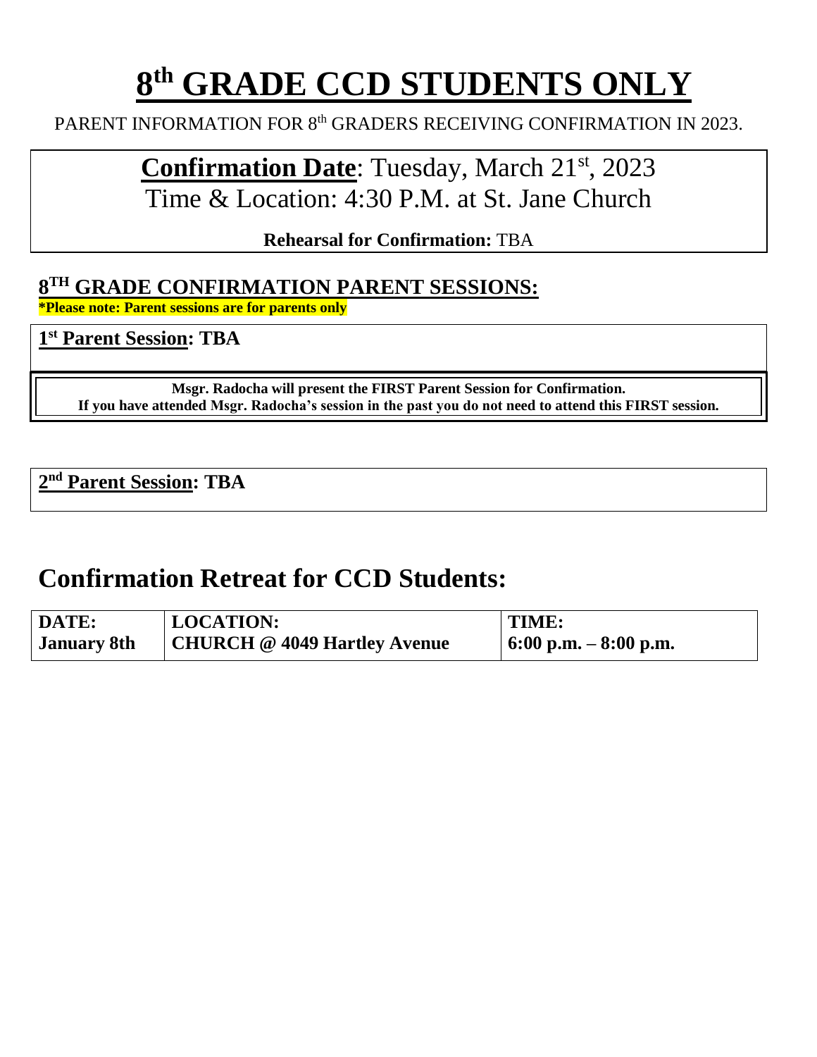# 8th GRADE CCD STUDENTS ONLY

PARENT INFORMATION FOR 8th GRADERS RECEIVING CONFIRMATION IN 2023.

**Confirmation Date**: Tuesday, March 21st, 2023

Time & Location: 4:30 P.M. at St. Jane Church

**Rehearsal for Confirmation:** TBA

## 8TH GRADE CONFIRMATION PARENT SESSIONS:

**\*Please note: Parent sessions are for parents only**

**1st Parent Session: TBA**

**Msgr. Radocha will present the FIRST Parent Session for Confirmation.**
**If you have attended Msgr. Radocha's session in the past you do not need to attend this FIRST session.**

**2nd Parent Session: TBA**

## Confirmation Retreat for CCD Students:

| DATE: | LOCATION: | TIME: |
|---|---|---|
| January 8th | CHURCH @ 4049 Hartley Avenue | 6:00 p.m. – 8:00 p.m. |